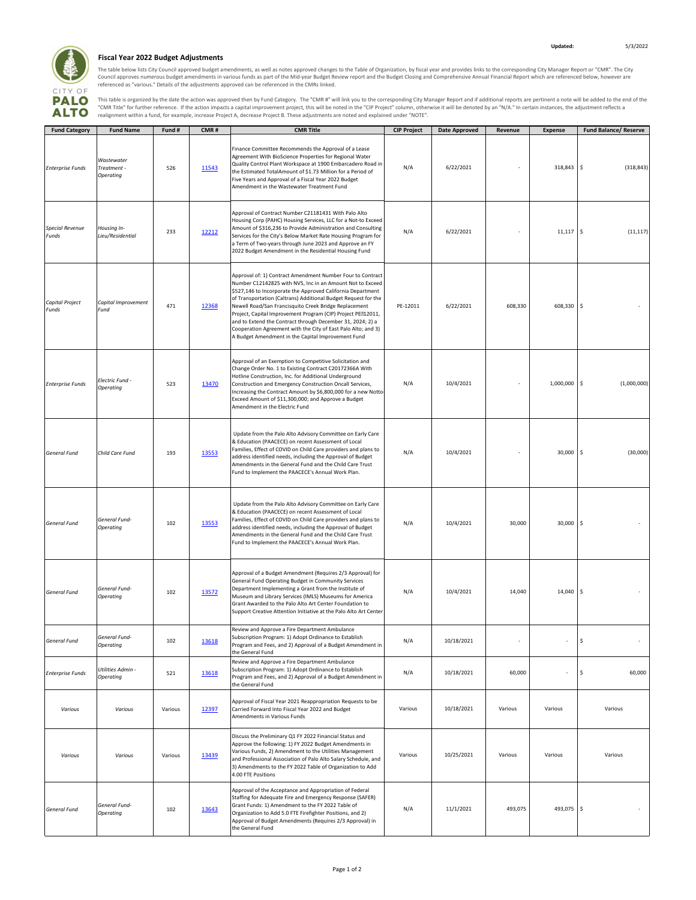Updated: 5/3/2022

CITY OF PALO ALTO

## Fiscal Year 2022 Budget Adjustments

The table below lists City Council approved budget amendments, as well as notes approved changes to the Table of Organization, by fiscal year and provides links to the corresponding City Manager Report or "CMR". The City Council approves numerous budget amendments in various funds as part of the Mid-year Budget Review report and the Budget Closing and Comprehensive Annual Financial Report which are referenced below, however are referenced as "various." Details of the adjustments approved can be referenced in the CMRs linked.

This table is organized by the date the action was approved then by Fund Category. The "CMR #" will link you to the corresponding City Manager Report and if additional reports are pertinent a note will be added to the end of the "CMR Title" for further reference. If the action impacts a capital improvement project, this will be noted in the "CIP Project" column, otherwise it will be denoted by an "N/A." In certain instances, the adjustment reflects a realignment within a fund, for example, increase Project A, decrease Project B. These adjustments are noted and explained under "NOTE".

| Fund Category | Fund Name | Fund # | CMR # | CMR Title | CIP Project | Date Approved | Revenue | Expense | Fund Balance/ Reserve |
|---|---|---|---|---|---|---|---|---|---|
| *Enterprise Funds* | *Wastewater Treatment - Operating* | 526 | 11543 | Finance Committee Recommends the Approval of a Lease Agreement With BioScience Properties for Regional Water Quality Control Plant Workspace at 1900 Embarcadero Road in the Estimated TotalAmount of $1.73 Million for a Period of Five Years and Approval of a Fiscal Year 2022 Budget Amendment in the Wastewater Treatment Fund | N/A | 6/22/2021 | - | 318,843 | $ (318,843) |
| *Special Revenue Funds* | *Housing In-Lieu/Residential* | 233 | 12212 | Approval of Contract Number C21181431 With Palo Alto Housing Corp (PAHC) Housing Services, LLC for a Not-to Exceed Amount of $316,236 to Provide Administration and Consulting Services for the City's Below Market Rate Housing Program for a Term of Two-years through June 2023 and Approve an FY 2022 Budget Amendment in the Residential Housing Fund | N/A | 6/22/2021 | - | 11,117 | $ (11,117) |
| *Capital Project Funds* | *Capital Improvement Fund* | 471 | 12368 | Approval of: 1) Contract Amendment Number Four to Contract Number C12142825 with NV5, Inc in an Amount Not to Exceed $527,146 to Incorporate the Approved California Department of Transportation (Caltrans) Additional Budget Request for the Newell Road/San Francisquito Creek Bridge Replacement Project, Capital Improvement Program (CIP) Project PE12011, and to Extend the Contract through December 31, 2024; 2) a Cooperation Agreement with the City of East Palo Alto; and 3) A Budget Amendment in the Capital Improvement Fund | PE-12011 | 6/22/2021 | 608,330 | 608,330 | $ - |
| *Enterprise Funds* | *Electric Fund - Operating* | 523 | 13470 | Approval of an Exemption to Competitive Solicitation and Change Order No. 1 to Existing Contract C20172366A With Hotline Construction, Inc. for Additional Underground Construction and Emergency Construction Oncall Services, Increasing the Contract Amount by $6,800,000 for a new Notto-Exceed Amount of $11,300,000; and Approve a Budget Amendment in the Electric Fund | N/A | 10/4/2021 | - | 1,000,000 | $ (1,000,000) |
| *General Fund* | *Child Care Fund* | 193 | 13553 | Update from the Palo Alto Advisory Committee on Early Care & Education (PAACECE) on recent Assessment of Local Families, Effect of COVID on Child Care providers and plans to address identified needs, including the Approval of Budget Amendments in the General Fund and the Child Care Trust Fund to Implement the PAACECE's Annual Work Plan. | N/A | 10/4/2021 | - | 30,000 | $ (30,000) |
| *General Fund* | *General Fund-Operating* | 102 | 13553 | Update from the Palo Alto Advisory Committee on Early Care & Education (PAACECE) on recent Assessment of Local Families, Effect of COVID on Child Care providers and plans to address identified needs, including the Approval of Budget Amendments in the General Fund and the Child Care Trust Fund to Implement the PAACECE's Annual Work Plan. | N/A | 10/4/2021 | 30,000 | 30,000 | $ - |
| *General Fund* | *General Fund-Operating* | 102 | 13572 | Approval of a Budget Amendment (Requires 2/3 Approval) for General Fund Operating Budget in Community Services Department Implementing a Grant from the Institute of Museum and Library Services (IMLS) Museums for America Grant Awarded to the Palo Alto Art Center Foundation to Support Creative Attention Initiative at the Palo Alto Art Center | N/A | 10/4/2021 | 14,040 | 14,040 | $ - |
| *General Fund* | *General Fund-Operating* | 102 | 13618 | Review and Approve a Fire Department Ambulance Subscription Program: 1) Adopt Ordinance to Establish Program and Fees, and 2) Approval of a Budget Amendment in the General Fund | N/A | 10/18/2021 | - | - | $ - |
| *Enterprise Funds* | *Utilities Admin - Operating* | 521 | 13618 | Review and Approve a Fire Department Ambulance Subscription Program: 1) Adopt Ordinance to Establish Program and Fees, and 2) Approval of a Budget Amendment in the General Fund | N/A | 10/18/2021 | 60,000 | - | $ 60,000 |
| *Various* | *Various* | Various | 12397 | Approval of Fiscal Year 2021 Reappropriation Requests to be Carried Forward Into Fiscal Year 2022 and Budget Amendments in Various Funds | Various | 10/18/2021 | Various | Various | Various |
| *Various* | *Various* | Various | 13439 | Discuss the Preliminary Q1 FY 2022 Financial Status and Approve the following: 1) FY 2022 Budget Amendments in Various Funds, 2) Amendment to the Utilities Management and Professional Association of Palo Alto Salary Schedule, and 3) Amendments to the FY 2022 Table of Organization to Add 4.00 FTE Positions | Various | 10/25/2021 | Various | Various | Various |
| *General Fund* | *General Fund-Operating* | 102 | 13643 | Approval of the Acceptance and Appropriation of Federal Staffing for Adequate Fire and Emergency Response (SAFER) Grant Funds: 1) Amendment to the FY 2022 Table of Organization to Add 5.0 FTE Firefighter Positions, and 2) Approval of Budget Amendments (Requires 2/3 Approval) in the General Fund | N/A | 11/1/2021 | 493,075 | 493,075 | $ - |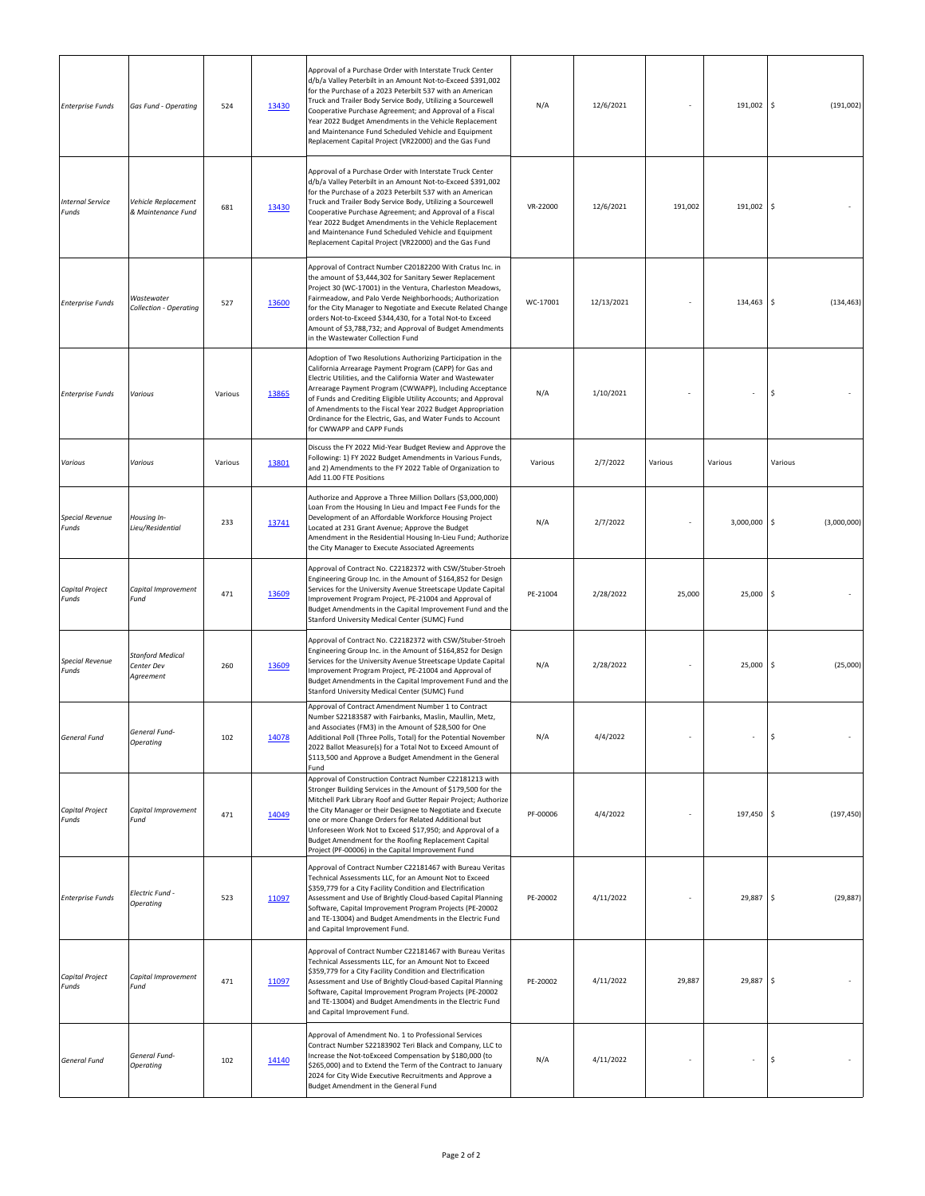| | | | | | | | | | |
|---|---|---|---|---|---|---|---|---|---|
| *Enterprise Funds* | *Gas Fund - Operating* | 524 | 13430 | Approval of a Purchase Order with Interstate Truck Center d/b/a Valley Peterbilt in an Amount Not-to-Exceed $391,002 for the Purchase of a 2023 Peterbilt 537 with an American Truck and Trailer Body Service Body, Utilizing a Sourcewell Cooperative Purchase Agreement; and Approval of a Fiscal Year 2022 Budget Amendments in the Vehicle Replacement and Maintenance Fund Scheduled Vehicle and Equipment Replacement Capital Project (VR22000) and the Gas Fund | N/A | 12/6/2021 | - | 191,002 | $ (191,002) |
| *Internal Service Funds* | *Vehicle Replacement & Maintenance Fund* | 681 | 13430 | Approval of a Purchase Order with Interstate Truck Center d/b/a Valley Peterbilt in an Amount Not-to-Exceed $391,002 for the Purchase of a 2023 Peterbilt 537 with an American Truck and Trailer Body Service Body, Utilizing a Sourcewell Cooperative Purchase Agreement; and Approval of a Fiscal Year 2022 Budget Amendments in the Vehicle Replacement and Maintenance Fund Scheduled Vehicle and Equipment Replacement Capital Project (VR22000) and the Gas Fund | VR-22000 | 12/6/2021 | 191,002 | 191,002 | $ - |
| *Enterprise Funds* | *Wastewater Collection - Operating* | 527 | 13600 | Approval of Contract Number C20182200 With Cratus Inc. in the amount of $3,444,302 for Sanitary Sewer Replacement Project 30 (WC-17001) in the Ventura, Charleston Meadows, Fairmeadow, and Palo Verde Neighborhoods; Authorization for the City Manager to Negotiate and Execute Related Change orders Not-to-Exceed $344,430, for a Total Not-to Exceed Amount of $3,788,732; and Approval of Budget Amendments in the Wastewater Collection Fund | WC-17001 | 12/13/2021 | - | 134,463 | $ (134,463) |
| *Enterprise Funds* | *Various* | Various | 13865 | Adoption of Two Resolutions Authorizing Participation in the California Arrearage Payment Program (CAPP) for Gas and Electric Utilities, and the California Water and Wastewater Arrearage Payment Program (CWWAPP), Including Acceptance of Funds and Crediting Eligible Utility Accounts; and Approval of Amendments to the Fiscal Year 2022 Budget Appropriation Ordinance for the Electric, Gas, and Water Funds to Account for CWWAPP and CAPP Funds | N/A | 1/10/2021 | - | - | $ - |
| *Various* | *Various* | Various | 13801 | Discuss the FY 2022 Mid-Year Budget Review and Approve the Following: 1) FY 2022 Budget Amendments in Various Funds, and 2) Amendments to the FY 2022 Table of Organization to Add 11.00 FTE Positions | Various | 2/7/2022 | Various | Various | Various |
| *Special Revenue Funds* | *Housing In-Lieu/Residential* | 233 | 13741 | Authorize and Approve a Three Million Dollars ($3,000,000) Loan From the Housing In Lieu and Impact Fee Funds for the Development of an Affordable Workforce Housing Project Located at 231 Grant Avenue; Approve the Budget Amendment in the Residential Housing In-Lieu Fund; Authorize the City Manager to Execute Associated Agreements | N/A | 2/7/2022 | - | 3,000,000 | $ (3,000,000) |
| *Capital Project Funds* | *Capital Improvement Fund* | 471 | 13609 | Approval of Contract No. C22182372 with CSW/Stuber-Stroeh Engineering Group Inc. in the Amount of $164,852 for Design Services for the University Avenue Streetscape Update Capital Improvement Program Project, PE-21004 and Approval of Budget Amendments in the Capital Improvement Fund and the Stanford University Medical Center (SUMC) Fund | PE-21004 | 2/28/2022 | 25,000 | 25,000 | $ - |
| *Special Revenue Funds* | *Stanford Medical Center Dev Agreement* | 260 | 13609 | Approval of Contract No. C22182372 with CSW/Stuber-Stroeh Engineering Group Inc. in the Amount of $164,852 for Design Services for the University Avenue Streetscape Update Capital Improvement Program Project, PE-21004 and Approval of Budget Amendments in the Capital Improvement Fund and the Stanford University Medical Center (SUMC) Fund | N/A | 2/28/2022 | - | 25,000 | $ (25,000) |
| *General Fund* | *General Fund-Operating* | 102 | 14078 | Approval of Contract Amendment Number 1 to Contract Number S22183587 with Fairbanks, Maslin, Maullin, Metz, and Associates (FM3) in the Amount of $28,500 for One Additional Poll (Three Polls, Total) for the Potential November 2022 Ballot Measure(s) for a Total Not to Exceed Amount of $113,500 and Approve a Budget Amendment in the General Fund | N/A | 4/4/2022 | - | - | $ - |
| *Capital Project Funds* | *Capital Improvement Fund* | 471 | 14049 | Approval of Construction Contract Number C22181213 with Stronger Building Services in the Amount of $179,500 for the Mitchell Park Library Roof and Gutter Repair Project; Authorize the City Manager or their Designee to Negotiate and Execute one or more Change Orders for Related Additional but Unforeseen Work Not to Exceed $17,950; and Approval of a Budget Amendment for the Roofing Replacement Capital Project (PF-00006) in the Capital Improvement Fund | PF-00006 | 4/4/2022 | - | 197,450 | $ (197,450) |
| *Enterprise Funds* | *Electric Fund - Operating* | 523 | 11097 | Approval of Contract Number C22181467 with Bureau Veritas Technical Assessments LLC, for an Amount Not to Exceed $359,779 for a City Facility Condition and Electrification Assessment and Use of Brightly Cloud-based Capital Planning Software, Capital Improvement Program Projects (PE-20002 and TE-13004) and Budget Amendments in the Electric Fund and Capital Improvement Fund. | PE-20002 | 4/11/2022 | - | 29,887 | $ (29,887) |
| *Capital Project Funds* | *Capital Improvement Fund* | 471 | 11097 | Approval of Contract Number C22181467 with Bureau Veritas Technical Assessments LLC, for an Amount Not to Exceed $359,779 for a City Facility Condition and Electrification Assessment and Use of Brightly Cloud-based Capital Planning Software, Capital Improvement Program Projects (PE-20002 and TE-13004) and Budget Amendments in the Electric Fund and Capital Improvement Fund. | PE-20002 | 4/11/2022 | 29,887 | 29,887 | $ - |
| *General Fund* | *General Fund-Operating* | 102 | 14140 | Approval of Amendment No. 1 to Professional Services Contract Number S22183902 Teri Black and Company, LLC to Increase the Not-toExceed Compensation by $180,000 (to $265,000) and to Extend the Term of the Contract to January 2024 for City Wide Executive Recruitments and Approve a Budget Amendment in the General Fund | N/A | 4/11/2022 | - | - | $ - |